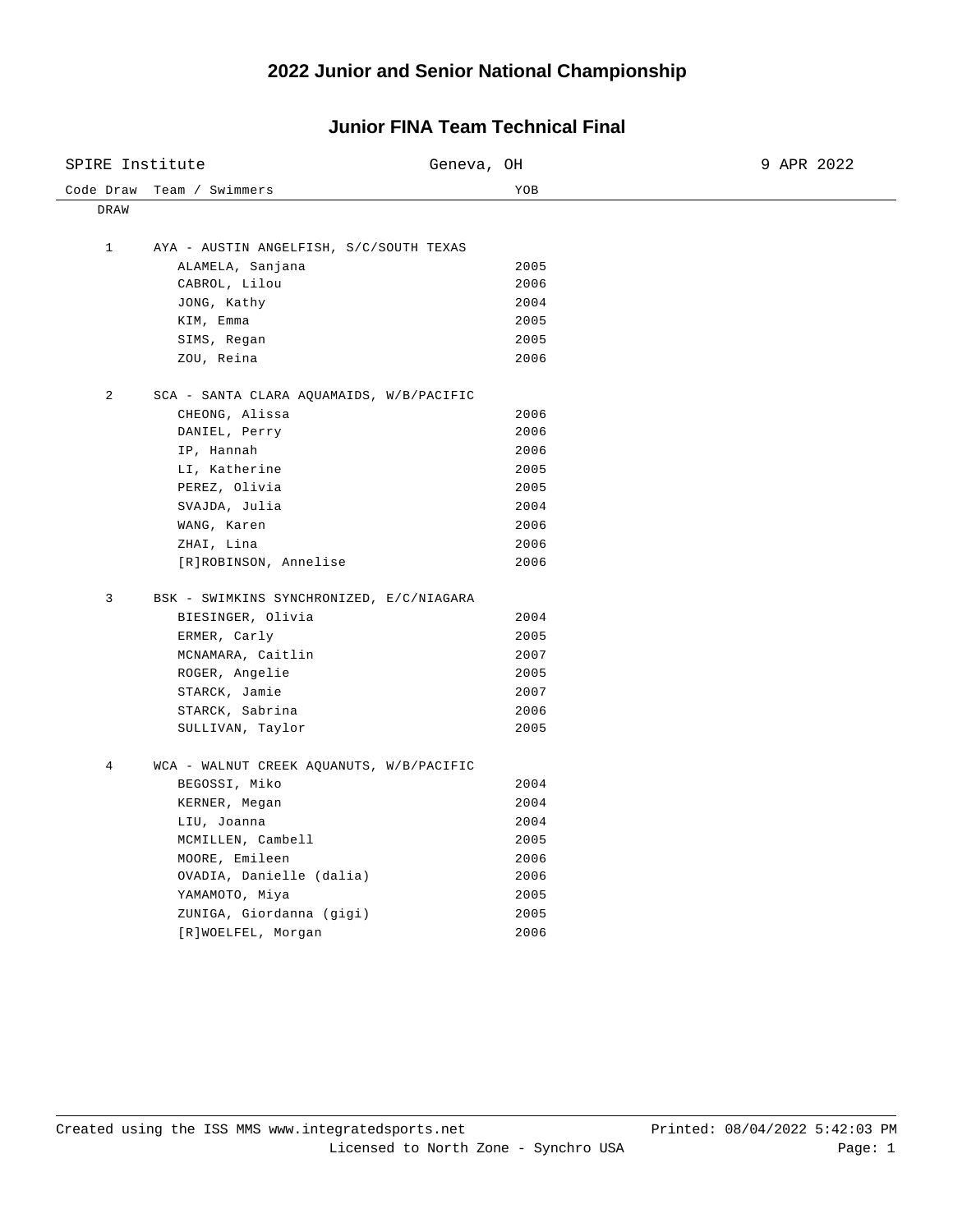# 2022 Junior and Senior National Championship

## Junior FINA Team Technical Final

SPIRE Institute | Geneva, OH | 9 APR 2022

| Code Draw | Team / Swimmers | YOB |
|---|---|---|
| DRAW | | |
| 1 | AYA - AUSTIN ANGELFISH, S/C/SOUTH TEXAS | |
| | ALAMELA, Sanjana | 2005 |
| | CABROL, Lilou | 2006 |
| | JONG, Kathy | 2004 |
| | KIM, Emma | 2005 |
| | SIMS, Regan | 2005 |
| | ZOU, Reina | 2006 |
| 2 | SCA - SANTA CLARA AQUAMAIDS, W/B/PACIFIC | |
| | CHEONG, Alissa | 2006 |
| | DANIEL, Perry | 2006 |
| | IP, Hannah | 2006 |
| | LI, Katherine | 2005 |
| | PEREZ, Olivia | 2005 |
| | SVAJDA, Julia | 2004 |
| | WANG, Karen | 2006 |
| | ZHAI, Lina | 2006 |
| | [R]ROBINSON, Annelise | 2006 |
| 3 | BSK - SWIMKINS SYNCHRONIZED, E/C/NIAGARA | |
| | BIESINGER, Olivia | 2004 |
| | ERMER, Carly | 2005 |
| | MCNAMARA, Caitlin | 2007 |
| | ROGER, Angelie | 2005 |
| | STARCK, Jamie | 2007 |
| | STARCK, Sabrina | 2006 |
| | SULLIVAN, Taylor | 2005 |
| 4 | WCA - WALNUT CREEK AQUANUTS, W/B/PACIFIC | |
| | BEGOSSI, Miko | 2004 |
| | KERNER, Megan | 2004 |
| | LIU, Joanna | 2004 |
| | MCMILLEN, Cambell | 2005 |
| | MOORE, Emileen | 2006 |
| | OVADIA, Danielle (dalia) | 2006 |
| | YAMAMOTO, Miya | 2005 |
| | ZUNIGA, Giordanna (gigi) | 2005 |
| | [R]WOELFEL, Morgan | 2006 |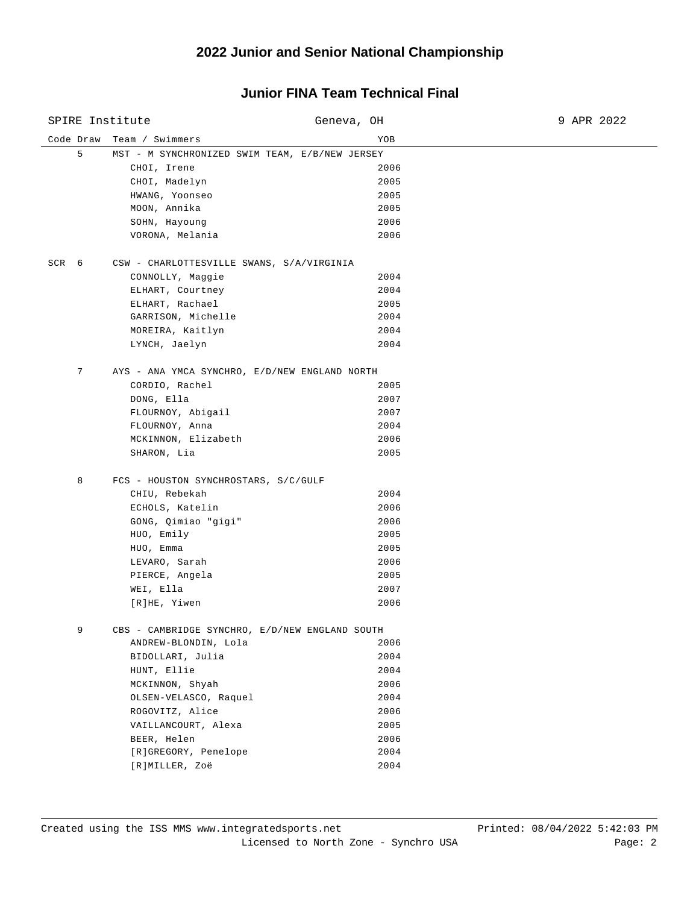# 2022 Junior and Senior National Championship

## Junior FINA Team Technical Final

SPIRE Institute — Geneva, OH — 9 APR 2022

| Code | Draw | Team / Swimmers | YOB |
|---|---|---|---|
| | 5 | MST - M SYNCHRONIZED SWIM TEAM, E/B/NEW JERSEY | |
| | | CHOI, Irene | 2006 |
| | | CHOI, Madelyn | 2005 |
| | | HWANG, Yoonseo | 2005 |
| | | MOON, Annika | 2005 |
| | | SOHN, Hayoung | 2006 |
| | | VORONA, Melania | 2006 |
| SCR | 6 | CSW - CHARLOTTESVILLE SWANS, S/A/VIRGINIA | |
| | | CONNOLLY, Maggie | 2004 |
| | | ELHART, Courtney | 2004 |
| | | ELHART, Rachael | 2005 |
| | | GARRISON, Michelle | 2004 |
| | | MOREIRA, Kaitlyn | 2004 |
| | | LYNCH, Jaelyn | 2004 |
| | 7 | AYS - ANA YMCA SYNCHRO, E/D/NEW ENGLAND NORTH | |
| | | CORDIO, Rachel | 2005 |
| | | DONG, Ella | 2007 |
| | | FLOURNOY, Abigail | 2007 |
| | | FLOURNOY, Anna | 2004 |
| | | MCKINNON, Elizabeth | 2006 |
| | | SHARON, Lia | 2005 |
| | 8 | FCS - HOUSTON SYNCHROSTARS, S/C/GULF | |
| | | CHIU, Rebekah | 2004 |
| | | ECHOLS, Katelin | 2006 |
| | | GONG, Qimiao "gigi" | 2006 |
| | | HUO, Emily | 2005 |
| | | HUO, Emma | 2005 |
| | | LEVARO, Sarah | 2006 |
| | | PIERCE, Angela | 2005 |
| | | WEI, Ella | 2007 |
| | | [R]HE, Yiwen | 2006 |
| | 9 | CBS - CAMBRIDGE SYNCHRO, E/D/NEW ENGLAND SOUTH | |
| | | ANDREW-BLONDIN, Lola | 2006 |
| | | BIDOLLARI, Julia | 2004 |
| | | HUNT, Ellie | 2004 |
| | | MCKINNON, Shyah | 2006 |
| | | OLSEN-VELASCO, Raquel | 2004 |
| | | ROGOVITZ, Alice | 2006 |
| | | VAILLANCOURT, Alexa | 2005 |
| | | BEER, Helen | 2006 |
| | | [R]GREGORY, Penelope | 2004 |
| | | [R]MILLER, Zoë | 2004 |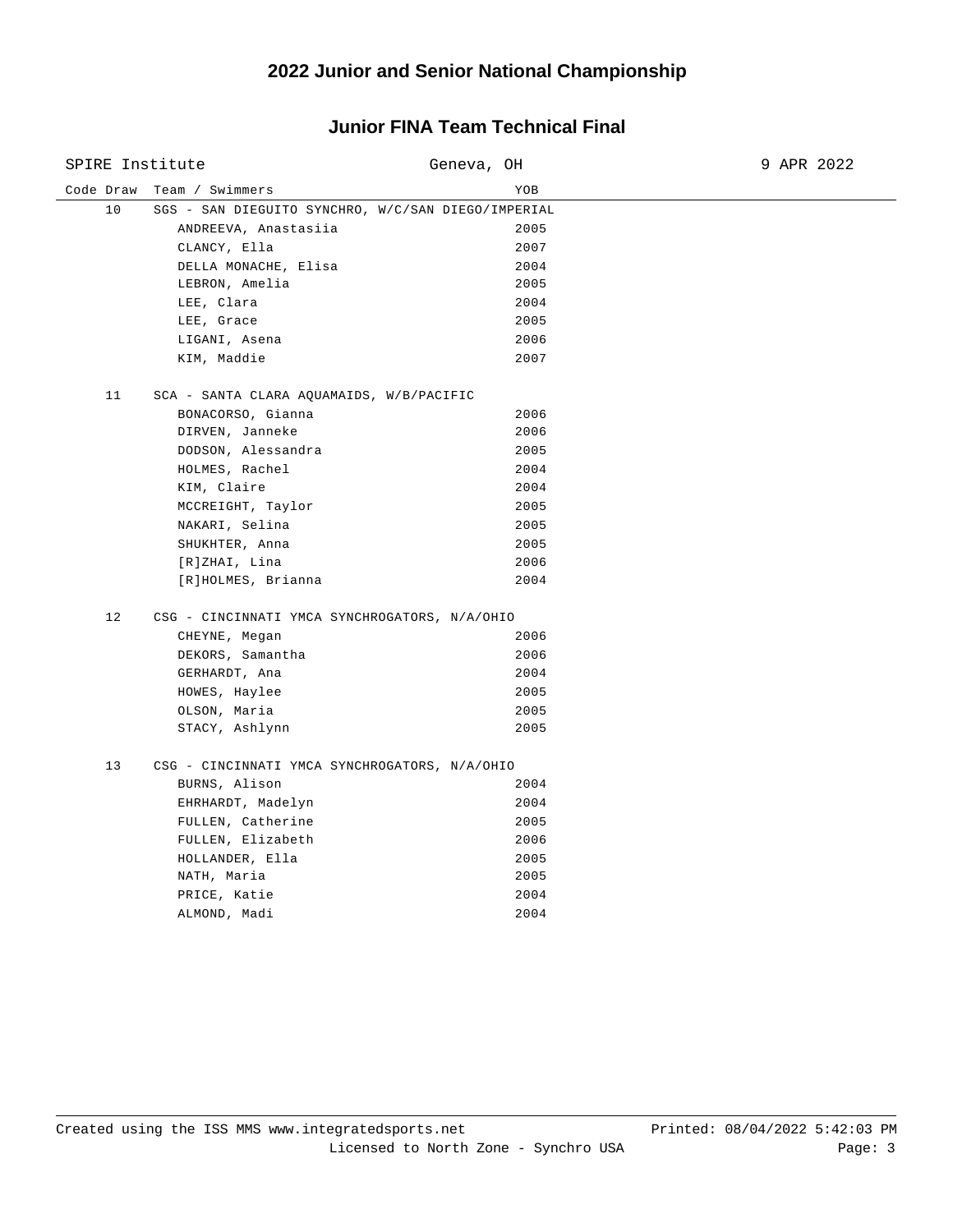# 2022 Junior and Senior National Championship

## Junior FINA Team Technical Final

SPIRE Institute | Geneva, OH | 9 APR 2022

| Code Draw | Team / Swimmers | YOB |
|---|---|---|
| 10 | SGS - SAN DIEGUITO SYNCHRO, W/C/SAN DIEGO/IMPERIAL | |
| | ANDREEVA, Anastasiia | 2005 |
| | CLANCY, Ella | 2007 |
| | DELLA MONACHE, Elisa | 2004 |
| | LEBRON, Amelia | 2005 |
| | LEE, Clara | 2004 |
| | LEE, Grace | 2005 |
| | LIGANI, Asena | 2006 |
| | KIM, Maddie | 2007 |
| 11 | SCA - SANTA CLARA AQUAMAIDS, W/B/PACIFIC | |
| | BONACORSO, Gianna | 2006 |
| | DIRVEN, Janneke | 2006 |
| | DODSON, Alessandra | 2005 |
| | HOLMES, Rachel | 2004 |
| | KIM, Claire | 2004 |
| | MCCREIGHT, Taylor | 2005 |
| | NAKARI, Selina | 2005 |
| | SHUKHTER, Anna | 2005 |
| | [R]ZHAI, Lina | 2006 |
| | [R]HOLMES, Brianna | 2004 |
| 12 | CSG - CINCINNATI YMCA SYNCHROGATORS, N/A/OHIO | |
| | CHEYNE, Megan | 2006 |
| | DEKORS, Samantha | 2006 |
| | GERHARDT, Ana | 2004 |
| | HOWES, Haylee | 2005 |
| | OLSON, Maria | 2005 |
| | STACY, Ashlynn | 2005 |
| 13 | CSG - CINCINNATI YMCA SYNCHROGATORS, N/A/OHIO | |
| | BURNS, Alison | 2004 |
| | EHRHARDT, Madelyn | 2004 |
| | FULLEN, Catherine | 2005 |
| | FULLEN, Elizabeth | 2006 |
| | HOLLANDER, Ella | 2005 |
| | NATH, Maria | 2005 |
| | PRICE, Katie | 2004 |
| | ALMOND, Madi | 2004 |

Created using the ISS MMS www.integratedsports.net
Licensed to North Zone - Synchro USA
Printed: 08/04/2022 5:42:03 PM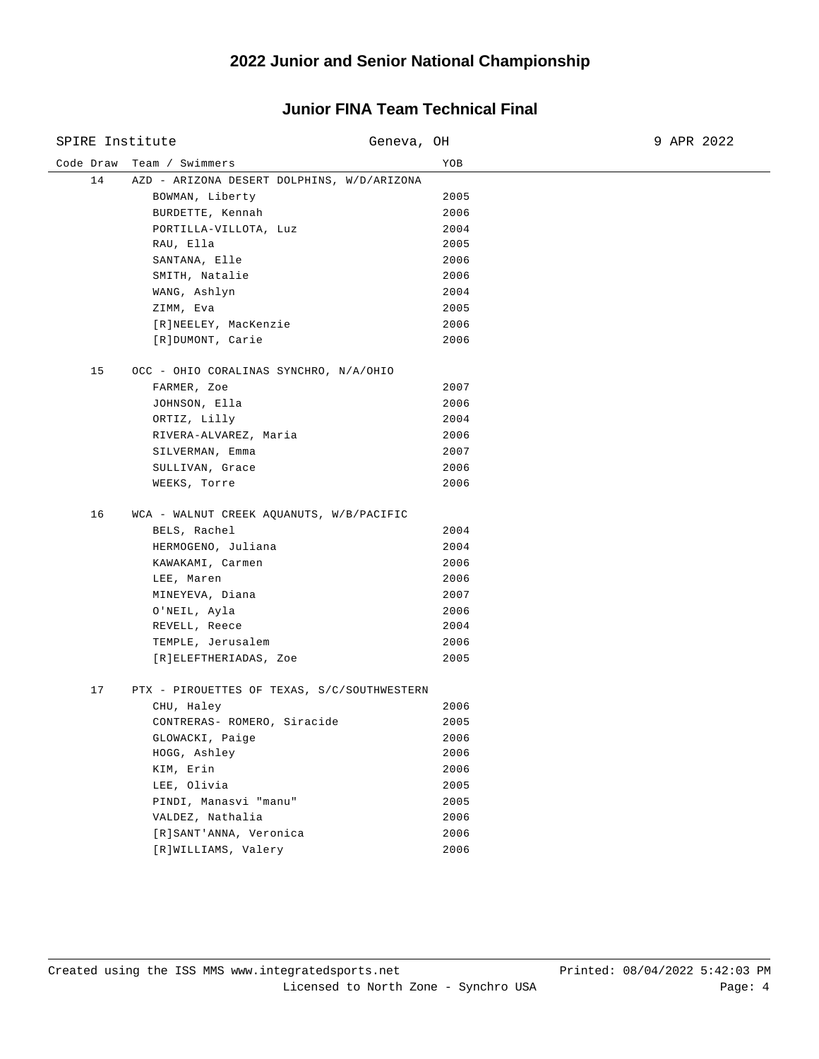# 2022 Junior and Senior National Championship

## Junior FINA Team Technical Final

SPIRE Institute | Geneva, OH | 9 APR 2022

| Code Draw | Team / Swimmers | YOB |
|---|---|---|
| 14 | AZD - ARIZONA DESERT DOLPHINS, W/D/ARIZONA | |
| | BOWMAN, Liberty | 2005 |
| | BURDETTE, Kennah | 2006 |
| | PORTILLA-VILLOTA, Luz | 2004 |
| | RAU, Ella | 2005 |
| | SANTANA, Elle | 2006 |
| | SMITH, Natalie | 2006 |
| | WANG, Ashlyn | 2004 |
| | ZIMM, Eva | 2005 |
| | [R]NEELEY, MacKenzie | 2006 |
| | [R]DUMONT, Carie | 2006 |
| 15 | OCC - OHIO CORALINAS SYNCHRO, N/A/OHIO | |
| | FARMER, Zoe | 2007 |
| | JOHNSON, Ella | 2006 |
| | ORTIZ, Lilly | 2004 |
| | RIVERA-ALVAREZ, Maria | 2006 |
| | SILVERMAN, Emma | 2007 |
| | SULLIVAN, Grace | 2006 |
| | WEEKS, Torre | 2006 |
| 16 | WCA - WALNUT CREEK AQUANUTS, W/B/PACIFIC | |
| | BELS, Rachel | 2004 |
| | HERMOGENO, Juliana | 2004 |
| | KAWAKAMI, Carmen | 2006 |
| | LEE, Maren | 2006 |
| | MINEYEVA, Diana | 2007 |
| | O'NEIL, Ayla | 2006 |
| | REVELL, Reece | 2004 |
| | TEMPLE, Jerusalem | 2006 |
| | [R]ELEFTHERIADAS, Zoe | 2005 |
| 17 | PTX - PIROUETTES OF TEXAS, S/C/SOUTHWESTERN | |
| | CHU, Haley | 2006 |
| | CONTRERAS- ROMERO, Siracide | 2005 |
| | GLOWACKI, Paige | 2006 |
| | HOGG, Ashley | 2006 |
| | KIM, Erin | 2006 |
| | LEE, Olivia | 2005 |
| | PINDI, Manasvi "manu" | 2005 |
| | VALDEZ, Nathalia | 2006 |
| | [R]SANT'ANNA, Veronica | 2006 |
| | [R]WILLIAMS, Valery | 2006 |

Created using the ISS MMS www.integratedsports.net | Printed: 08/04/2022 5:42:03 PM
Licensed to North Zone - Synchro USA